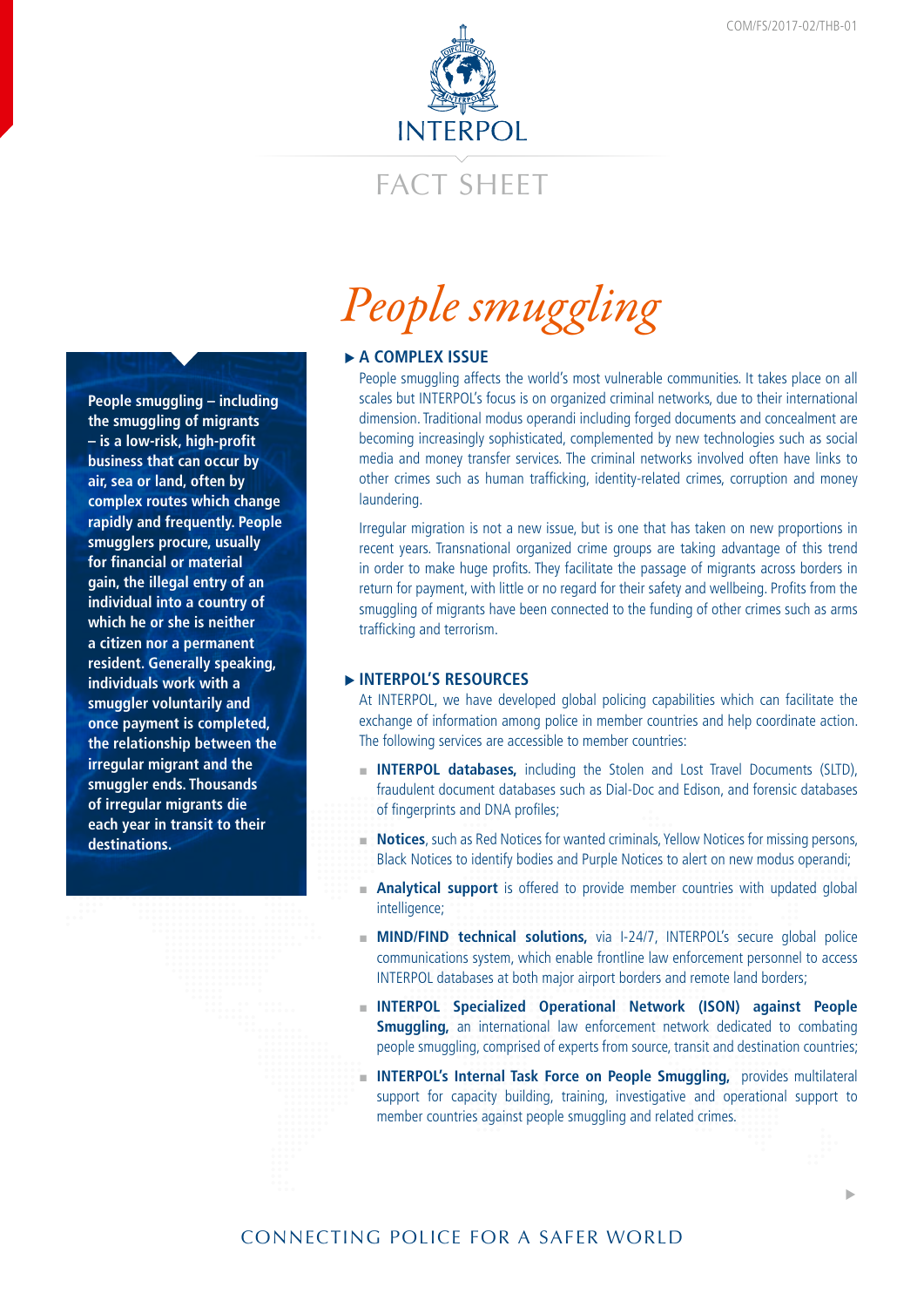INTERPOL

FACT SHEET

# People smuggling

**People smuggling – including the smuggling of migrants – is a low-risk, high-profit business that can occur by air, sea or land, often by complex routes which change rapidly and frequently. People smugglers procure, usually for financial or material gain, the illegal entry of an individual into a country of which he or she is neither a citizen nor a permanent resident. Generally speaking, individuals work with a smuggler voluntarily and once payment is completed, the relationship between the irregular migrant and the smuggler ends. Thousands of irregular migrants die each year in transit to their destinations.**

## A COMPLEX ISSUE

People smuggling affects the world's most vulnerable communities. It takes place on all scales but INTERPOL's focus is on organized criminal networks, due to their international dimension. Traditional modus operandi including forged documents and concealment are becoming increasingly sophisticated, complemented by new technologies such as social media and money transfer services. The criminal networks involved often have links to other crimes such as human trafficking, identity-related crimes, corruption and money laundering.

Irregular migration is not a new issue, but is one that has taken on new proportions in recent years. Transnational organized crime groups are taking advantage of this trend in order to make huge profits. They facilitate the passage of migrants across borders in return for payment, with little or no regard for their safety and wellbeing. Profits from the smuggling of migrants have been connected to the funding of other crimes such as arms trafficking and terrorism.

## INTERPOL'S RESOURCES

At INTERPOL, we have developed global policing capabilities which can facilitate the exchange of information among police in member countries and help coordinate action. The following services are accessible to member countries:

- **INTERPOL databases,** including the Stolen and Lost Travel Documents (SLTD), fraudulent document databases such as Dial-Doc and Edison, and forensic databases of fingerprints and DNA profiles;
- **Notices**, such as Red Notices for wanted criminals, Yellow Notices for missing persons, Black Notices to identify bodies and Purple Notices to alert on new modus operandi;
- **Analytical support** is offered to provide member countries with updated global intelligence;
- **MIND/FIND technical solutions,** via I-24/7, INTERPOL's secure global police communications system, which enable frontline law enforcement personnel to access INTERPOL databases at both major airport borders and remote land borders;
- **INTERPOL Specialized Operational Network (ISON) against People Smuggling,** an international law enforcement network dedicated to combating people smuggling, comprised of experts from source, transit and destination countries;
- **INTERPOL's Internal Task Force on People Smuggling,** provides multilateral support for capacity building, training, investigative and operational support to member countries against people smuggling and related crimes.

CONNECTING POLICE FOR A SAFER WORLD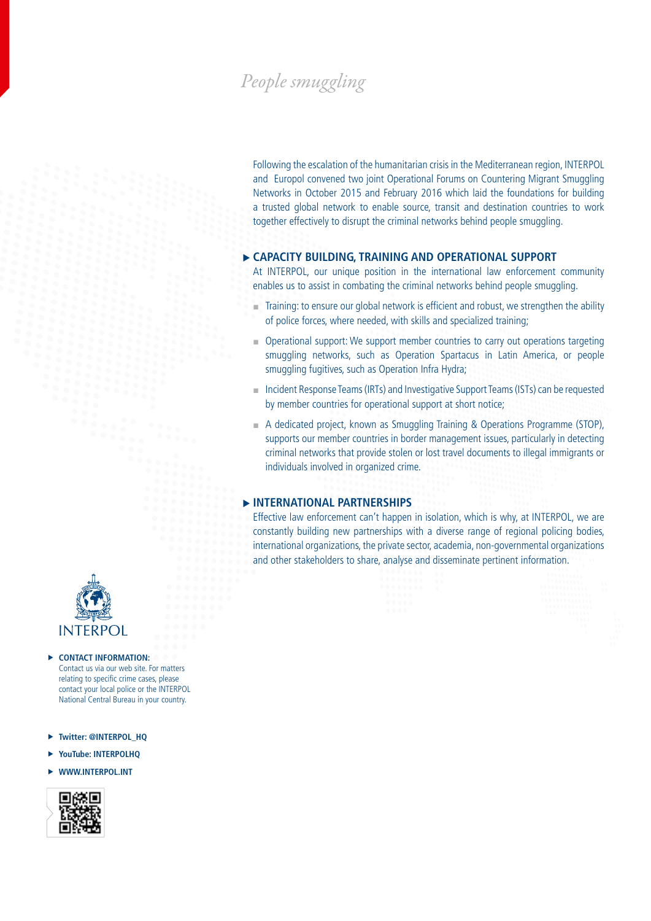# People smuggling

Following the escalation of the humanitarian crisis in the Mediterranean region, INTERPOL and Europol convened two joint Operational Forums on Countering Migrant Smuggling Networks in October 2015 and February 2016 which laid the foundations for building a trusted global network to enable source, transit and destination countries to work together effectively to disrupt the criminal networks behind people smuggling.

## CAPACITY BUILDING, TRAINING AND OPERATIONAL SUPPORT

At INTERPOL, our unique position in the international law enforcement community enables us to assist in combating the criminal networks behind people smuggling.

- Training: to ensure our global network is efficient and robust, we strengthen the ability of police forces, where needed, with skills and specialized training;
- Operational support: We support member countries to carry out operations targeting smuggling networks, such as Operation Spartacus in Latin America, or people smuggling fugitives, such as Operation Infra Hydra;
- Incident Response Teams (IRTs) and Investigative Support Teams (ISTs) can be requested by member countries for operational support at short notice;
- A dedicated project, known as Smuggling Training & Operations Programme (STOP), supports our member countries in border management issues, particularly in detecting criminal networks that provide stolen or lost travel documents to illegal immigrants or individuals involved in organized crime.

## INTERNATIONAL PARTNERSHIPS

Effective law enforcement can't happen in isolation, which is why, at INTERPOL, we are constantly building new partnerships with a diverse range of regional policing bodies, international organizations, the private sector, academia, non-governmental organizations and other stakeholders to share, analyse and disseminate pertinent information.

INTERPOL

**CONTACT INFORMATION:**
Contact us via our web site. For matters relating to specific crime cases, please contact your local police or the INTERPOL National Central Bureau in your country.

- **Twitter: @INTERPOL_HQ**
- **YouTube: INTERPOLHQ**
- **WWW.INTERPOL.INT**